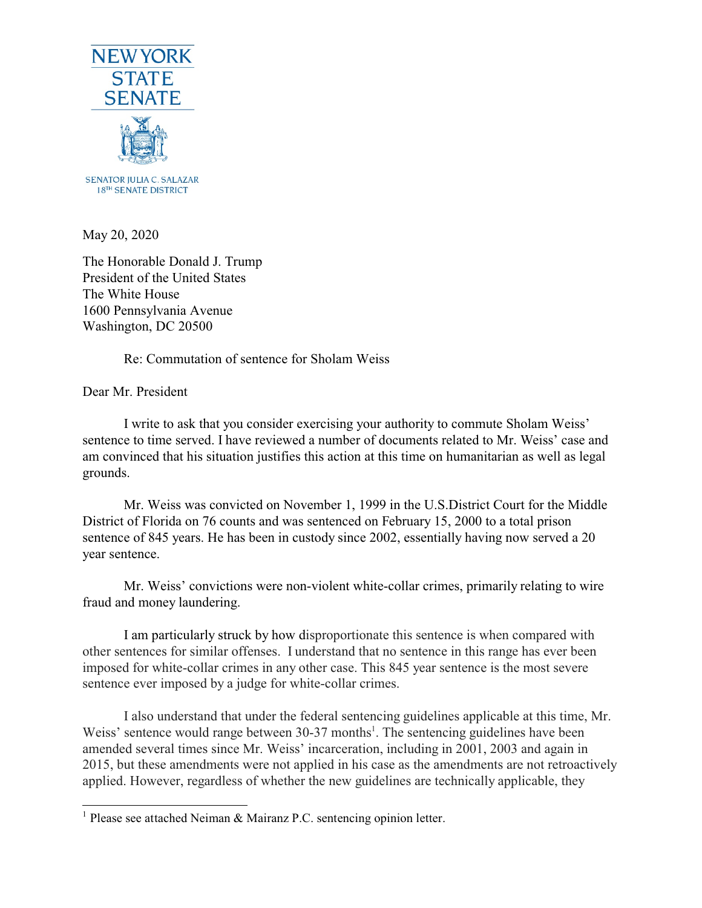NEW YORK STATE SENATE

SENATOR JULIA C. SALAZAR
18TH SENATE DISTRICT

May 20, 2020

The Honorable Donald J. Trump
President of the United States
The White House
1600 Pennsylvania Avenue
Washington, DC 20500

Re: Commutation of sentence for Sholam Weiss

Dear Mr. President

I write to ask that you consider exercising your authority to commute Sholam Weiss' sentence to time served. I have reviewed a number of documents related to Mr. Weiss' case and am convinced that his situation justifies this action at this time on humanitarian as well as legal grounds.

Mr. Weiss was convicted on November 1, 1999 in the U.S.District Court for the Middle District of Florida on 76 counts and was sentenced on February 15, 2000 to a total prison sentence of 845 years. He has been in custody since 2002, essentially having now served a 20 year sentence.

Mr. Weiss' convictions were non-violent white-collar crimes, primarily relating to wire fraud and money laundering.

I am particularly struck by how disproportionate this sentence is when compared with other sentences for similar offenses. I understand that no sentence in this range has ever been imposed for white-collar crimes in any other case. This 845 year sentence is the most severe sentence ever imposed by a judge for white-collar crimes.

I also understand that under the federal sentencing guidelines applicable at this time, Mr. Weiss' sentence would range between 30-37 months[1]. The sentencing guidelines have been amended several times since Mr. Weiss' incarceration, including in 2001, 2003 and again in 2015, but these amendments were not applied in his case as the amendments are not retroactively applied. However, regardless of whether the new guidelines are technically applicable, they

[1] Please see attached Neiman & Mairanz P.C. sentencing opinion letter.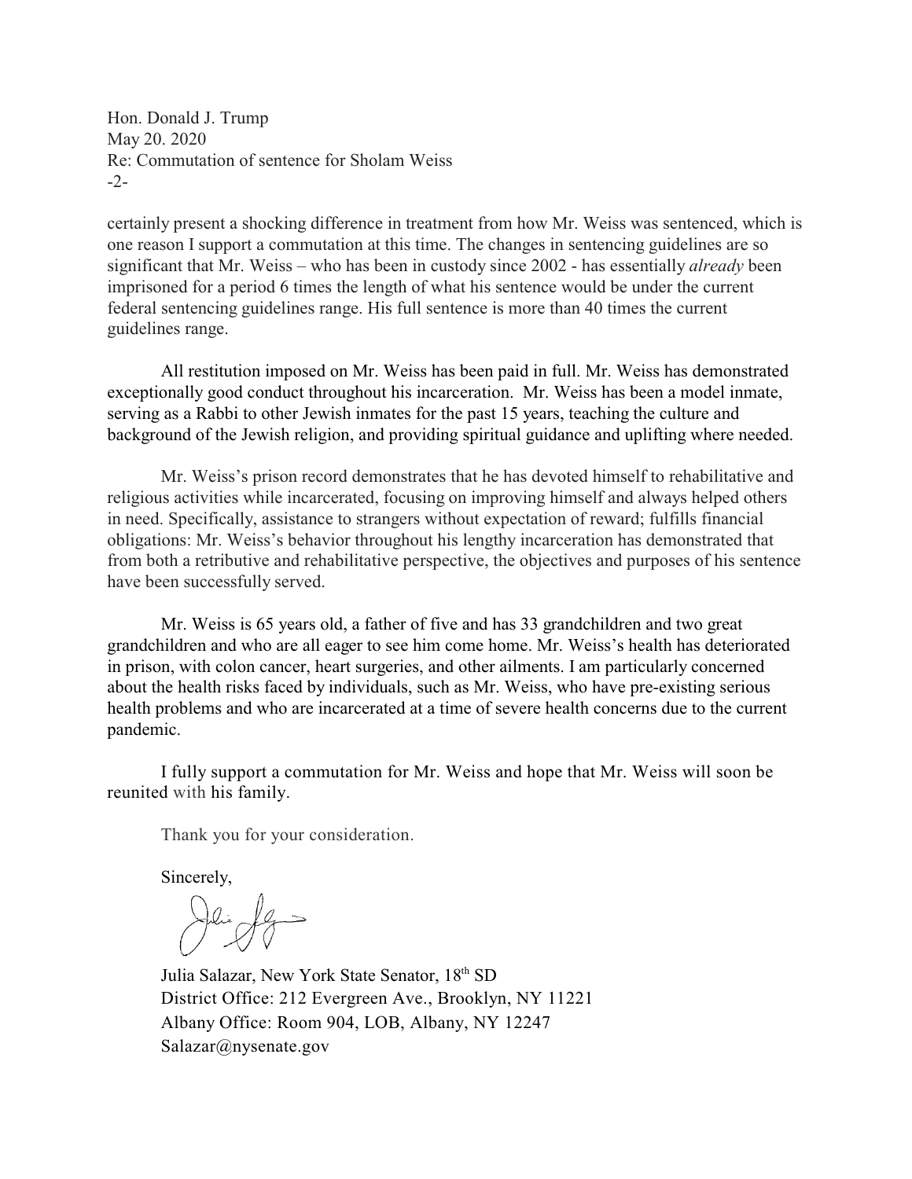certainly present a shocking difference in treatment from how Mr. Weiss was sentenced, which is one reason I support a commutation at this time. The changes in sentencing guidelines are so significant that Mr. Weiss – who has been in custody since 2002 - has essentially *already* been imprisoned for a period 6 times the length of what his sentence would be under the current federal sentencing guidelines range. His full sentence is more than 40 times the current guidelines range.

All restitution imposed on Mr. Weiss has been paid in full. Mr. Weiss has demonstrated exceptionally good conduct throughout his incarceration. Mr. Weiss has been a model inmate, serving as a Rabbi to other Jewish inmates for the past 15 years, teaching the culture and background of the Jewish religion, and providing spiritual guidance and uplifting where needed.

Mr. Weiss's prison record demonstrates that he has devoted himself to rehabilitative and religious activities while incarcerated, focusing on improving himself and always helped others in need. Specifically, assistance to strangers without expectation of reward; fulfills financial obligations: Mr. Weiss's behavior throughout his lengthy incarceration has demonstrated that from both a retributive and rehabilitative perspective, the objectives and purposes of his sentence have been successfully served.

Mr. Weiss is 65 years old, a father of five and has 33 grandchildren and two great grandchildren and who are all eager to see him come home. Mr. Weiss's health has deteriorated in prison, with colon cancer, heart surgeries, and other ailments. I am particularly concerned about the health risks faced by individuals, such as Mr. Weiss, who have pre-existing serious health problems and who are incarcerated at a time of severe health concerns due to the current pandemic.

I fully support a commutation for Mr. Weiss and hope that Mr. Weiss will soon be reunited with his family.

Thank you for your consideration.

Sincerely,

Julia Salazar, New York State Senator, 18th SD
District Office: 212 Evergreen Ave., Brooklyn, NY 11221
Albany Office: Room 904, LOB, Albany, NY 12247
Salazar@nysenate.gov